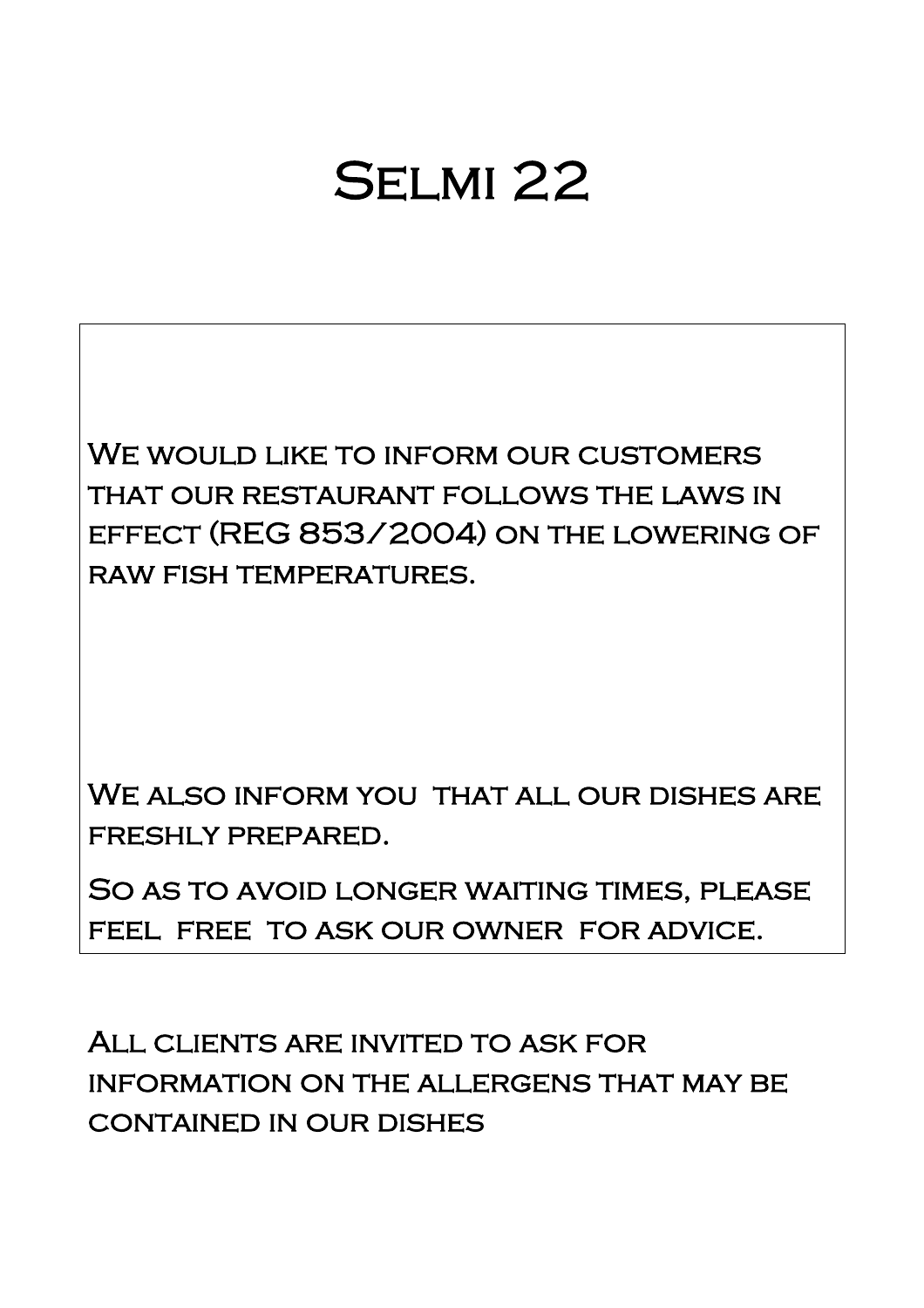# Selmi 22

We would like to inform our customers that our restaurant follows the laws in effect (REG 853/2004) on the lowering of raw fish temperatures.

We also inform you that all our dishes are freshly prepared.

So as to avoid longer waiting times, please feel free to ask our owner for advice.

All clients are invited to ask for information on the allergens that may be contained in our dishes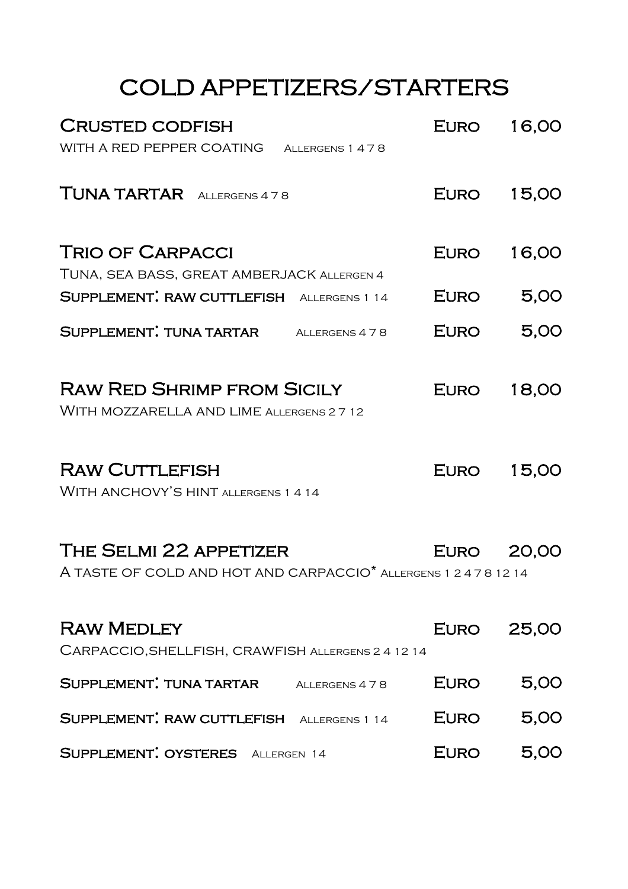# COLD APPETIZERS/STARTERS

**Crusted codfish** — Euro 16,00
with a red pepper coating Allergens 1 4 7 8

**Tuna tartar** Allergens 4 7 8 — Euro 15,00

**Trio of Carpacci** — Euro 16,00
Tuna, sea bass, great amberjack Allergen 4

**Supplement: raw cuttlefish** Allergens 1 14 — Euro 5,00

**Supplement: tuna tartar** Allergens 4 7 8 — Euro 5,00

**Raw Red Shrimp from Sicily** — Euro 18,00
With mozzarella and lime Allergens 2 7 12

**Raw Cuttlefish** — Euro 15,00
With anchovy's hint allergens 1 4 14

**The Selmi 22 appetizer** — Euro 20,00
A taste of cold and hot and carpaccio* Allergens 1 2 4 7 8 12 14

**Raw Medley** — Euro 25,00
Carpaccio,shellfish, crawfish Allergens 2 4 12 14

**Supplement: tuna tartar** Allergens 4 7 8 — Euro 5,00

**Supplement: raw cuttlefish** Allergens 1 14 — Euro 5,00

**Supplement: oysteres** Allergen 14 — Euro 5,00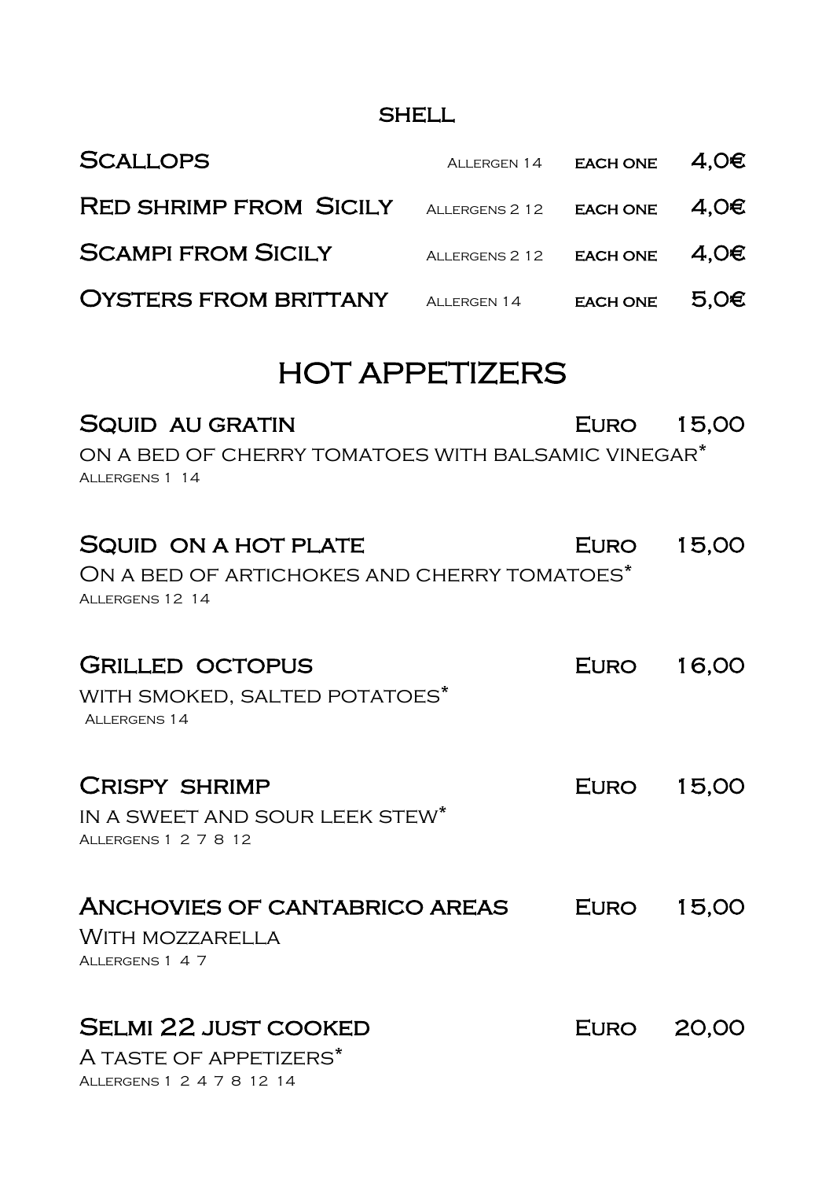## SHELL

| | | | |
|---|---|---|---|
| Scallops | Allergen 14 | each one | 4,0€ |
| Red shrimp from Sicily | Allergens 2 12 | each one | 4,0€ |
| Scampi from Sicily | Allergens 2 12 | each one | 4,0€ |
| Oysters from Brittany | Allergen 14 | each one | 5,0€ |

# HOT APPETIZERS

**Squid au gratin** Euro 15,00

on a bed of cherry tomatoes with balsamic vinegar*

Allergens 1 14

**Squid on a hot plate** Euro 15,00

On a bed of artichokes and cherry tomatoes*

Allergens 12 14

**Grilled octopus** Euro 16,00

with smoked, salted potatoes*

Allergens 14

**Crispy shrimp** Euro 15,00

in a sweet and sour leek stew*

Allergens 1 2 7 8 12

**Anchovies of Cantabrico areas** Euro 15,00

With mozzarella

Allergens 1 4 7

**Selmi 22 just cooked** Euro 20,00

A taste of appetizers*

Allergens 1 2 4 7 8 12 14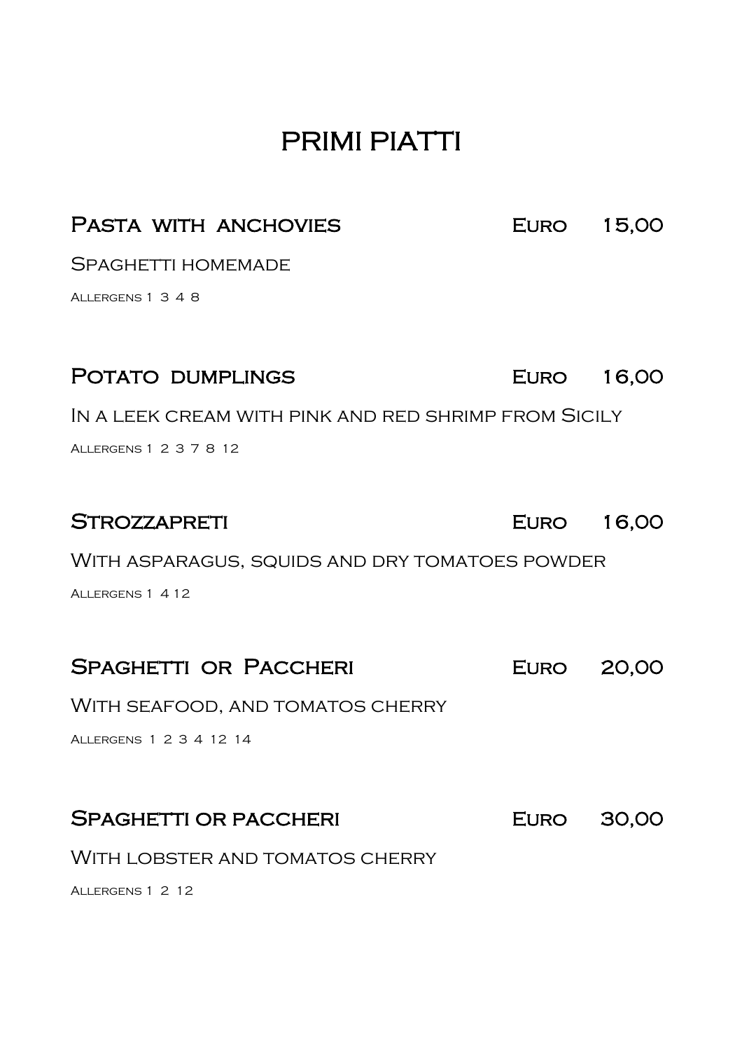# PRIMI PIATTI

## Pasta with anchovies — Euro 15,00

Spaghetti homemade

Allergens 1 3 4 8

## Potato dumplings — Euro 16,00

In a leek cream with pink and red shrimp from Sicily

Allergens 1 2 3 7 8 12

## Strozzapreti — Euro 16,00

With asparagus, squids and dry tomatoes powder

Allergens 1 4 12

## Spaghetti or Paccheri — Euro 20,00

With seafood, and tomatos cherry

Allergens 1 2 3 4 12 14

## Spaghetti or paccheri — Euro 30,00

With lobster and tomatos cherry

Allergens 1 2 12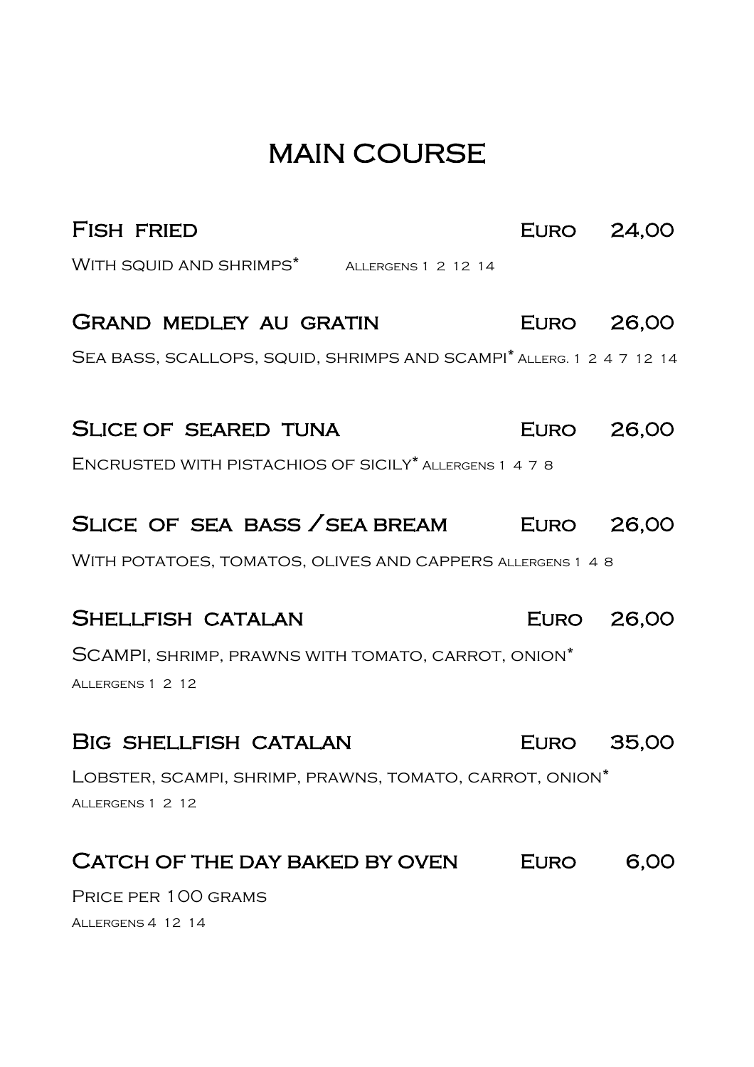# MAIN COURSE

**Fish fried** Euro 24,00

With squid and shrimps* Allergens 1 2 12 14

**Grand medley au gratin** Euro 26,00

Sea bass, scallops, squid, shrimps and scampi* Allerg. 1 2 4 7 12 14

**Slice of seared tuna** Euro 26,00

Encrusted with pistachios of Sicily* Allergens 1 4 7 8

**Slice of sea bass /sea bream** Euro 26,00

With potatoes, tomatos, olives and cappers Allergens 1 4 8

**Shellfish catalan** Euro 26,00

Scampi, shrimp, prawns with tomato, carrot, onion*

Allergens 1 2 12

**Big shellfish catalan** Euro 35,00

Lobster, scampi, shrimp, prawns, tomato, carrot, onion*

Allergens 1 2 12

**Catch of the day baked by oven** Euro 6,00

Price per 100 grams

Allergens 4 12 14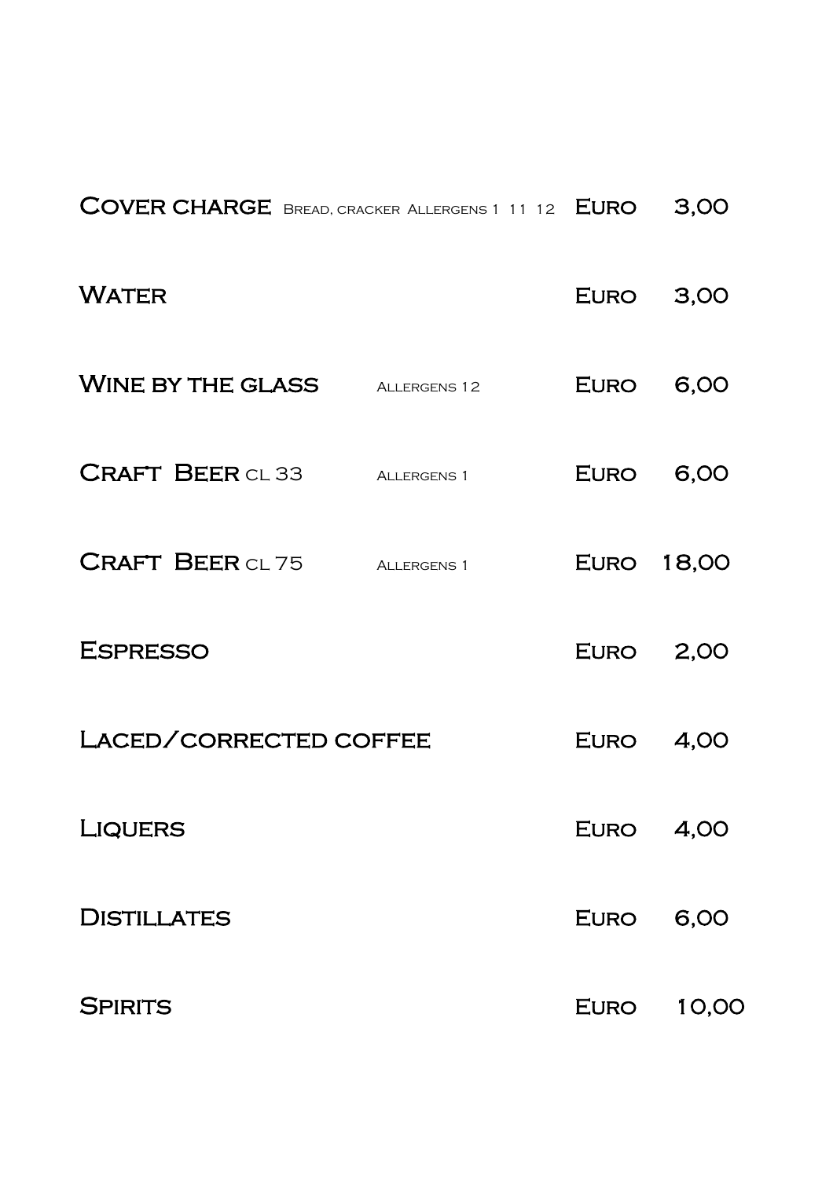| | | | |
|---|---|---|---|
| Cover charge | Bread, cracker Allergens 1 11 12 | Euro | 3,00 |
| Water | | Euro | 3,00 |
| Wine by the glass | Allergens 12 | Euro | 6,00 |
| Craft Beer cl 33 | Allergens 1 | Euro | 6,00 |
| Craft Beer cl 75 | Allergens 1 | Euro | 18,00 |
| Espresso | | Euro | 2,00 |
| Laced/corrected coffee | | Euro | 4,00 |
| Liquers | | Euro | 4,00 |
| Distillates | | Euro | 6,00 |
| Spirits | | Euro | 10,00 |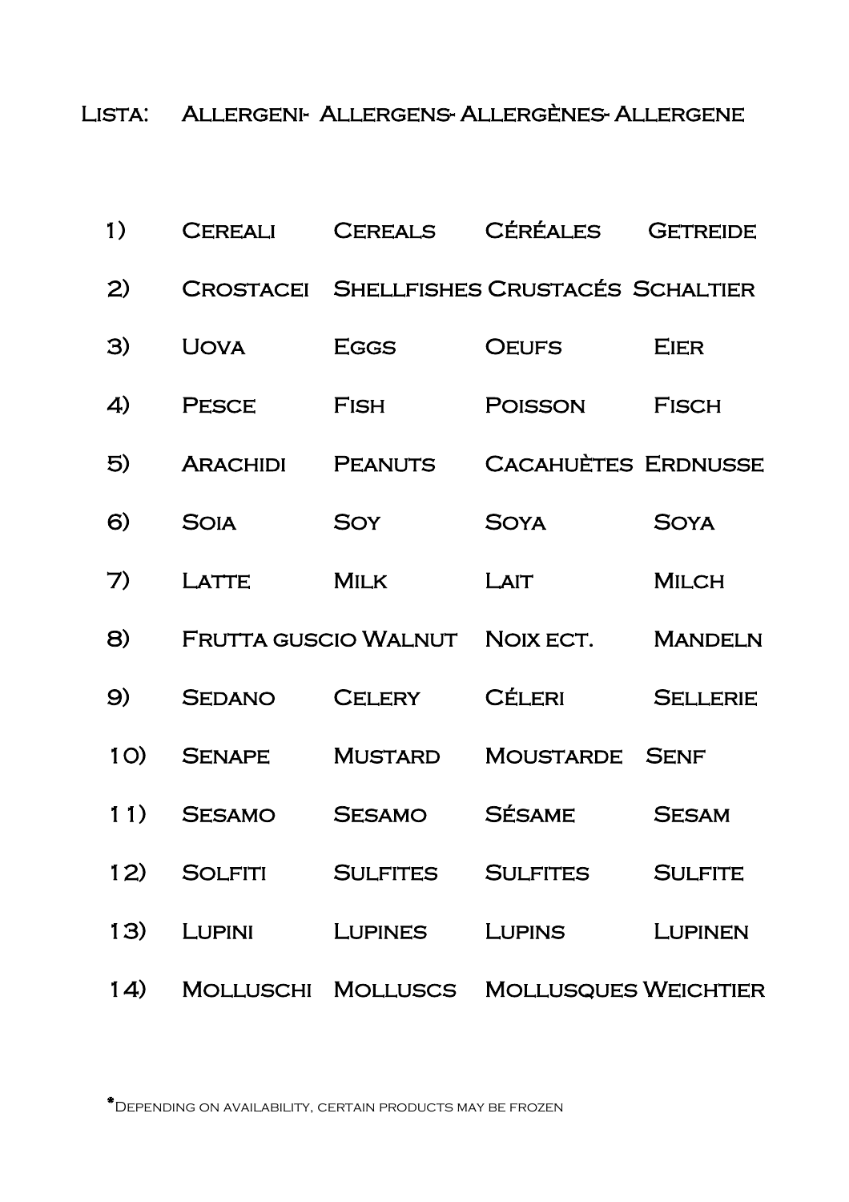# Lista: Allergeni- Allergens- Allergènes- Allergene

| | | | | |
|---|---|---|---|---|
| 1) | Cereali | Cereals | Céréales | Getreide |
| 2) | Crostacei | Shellfishes | Crustacés | Schaltier |
| 3) | Uova | Eggs | Oeufs | Eier |
| 4) | Pesce | Fish | Poisson | Fisch |
| 5) | Arachidi | Peanuts | Cacahuètes | Erdnusse |
| 6) | Soia | Soy | Soya | Soya |
| 7) | Latte | Milk | Lait | Milch |
| 8) | Frutta guscio | Walnut | Noix ect. | Mandeln |
| 9) | Sedano | Celery | Céleri | Sellerie |
| 10) | Senape | Mustard | Moustarde | Senf |
| 11) | Sesamo | Sesamo | Sésame | Sesam |
| 12) | Solfiti | Sulfites | Sulfites | Sulfite |
| 13) | Lupini | Lupines | Lupins | Lupinen |
| 14) | Molluschi | Molluscs | Mollusques | Weichtier |

*Depending on availability, certain products may be frozen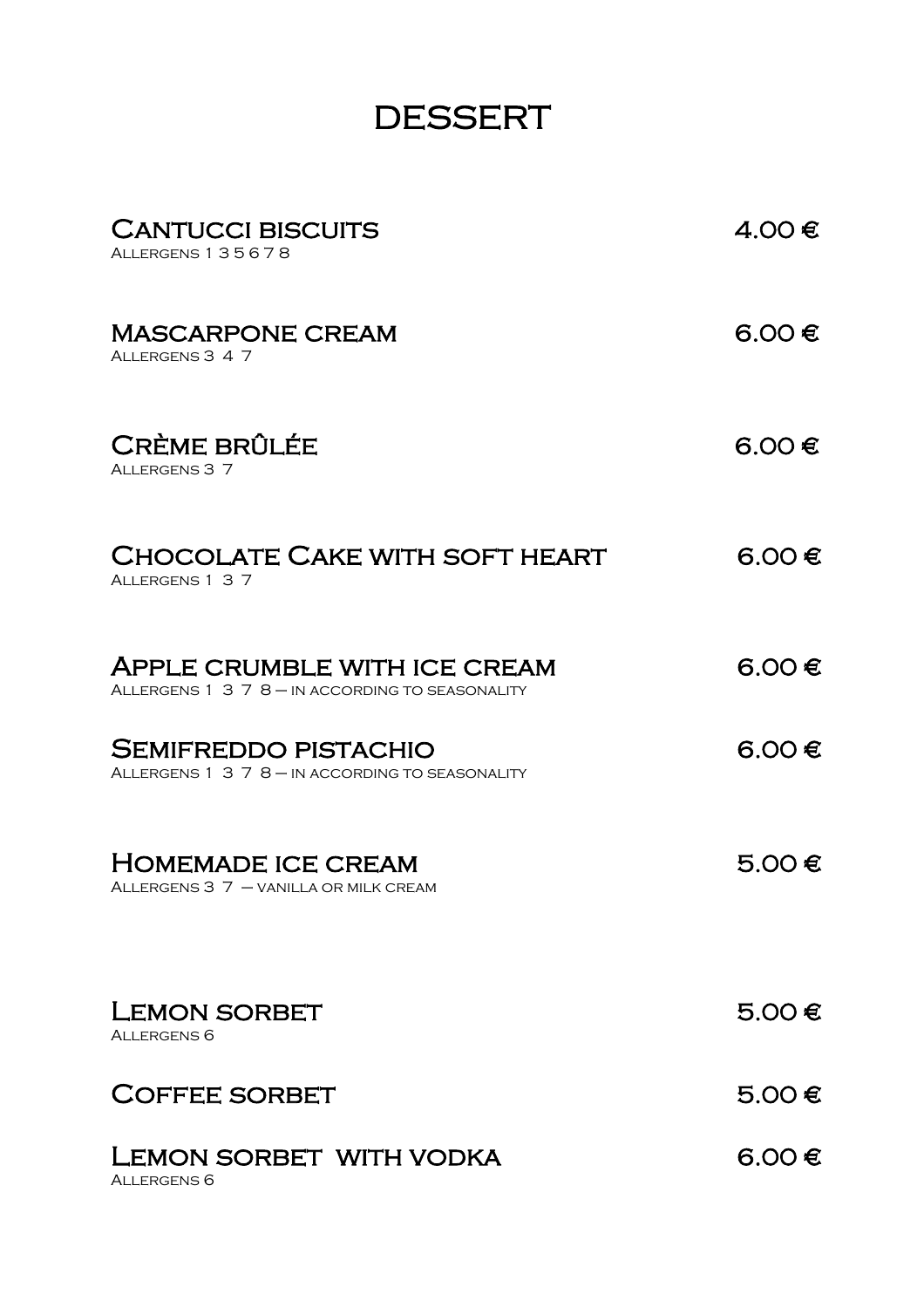# DESSERT

**Cantucci biscuits** 4.00 €
Allergens 1 3 5 6 7 8

**Mascarpone cream** 6.00 €
Allergens 3 4 7

**Crème brûlée** 6.00 €
Allergens 3 7

**Chocolate Cake with soft heart** 6.00 €
Allergens 1 3 7

**Apple crumble with ice cream** 6.00 €
Allergens 1 3 7 8 – in according to seasonality

**Semifreddo pistachio** 6.00 €
Allergens 1 3 7 8 – in according to seasonality

**Homemade ice cream** 5.00 €
Allergens 3 7 – vanilla or milk cream

**Lemon sorbet** 5.00 €
Allergens 6

**Coffee sorbet** 5.00 €

**Lemon sorbet with vodka** 6.00 €
Allergens 6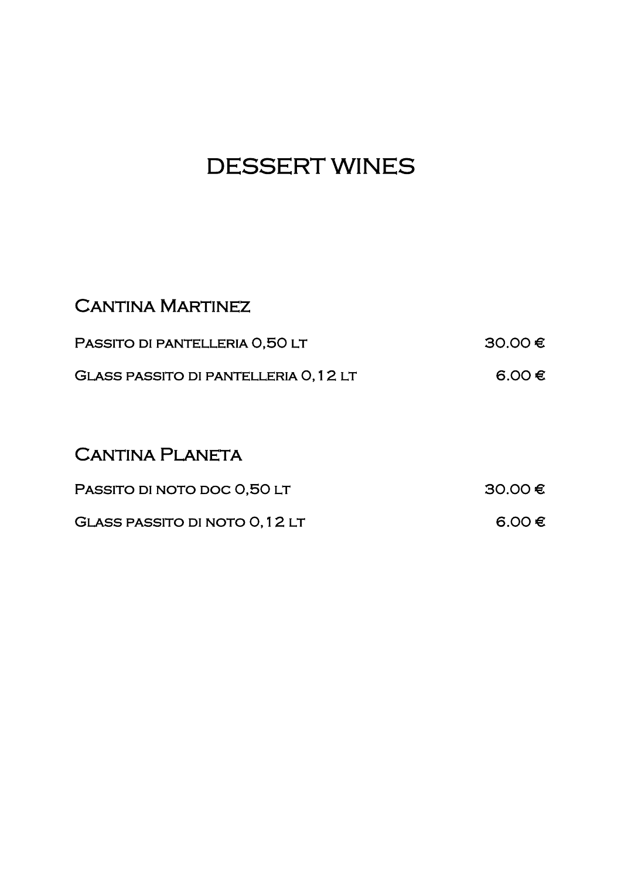# DESSERT WINES

## Cantina Martinez

| | |
|---|---|
| Passito di pantelleria 0,50 lt | 30.00 € |
| Glass passito di pantelleria 0,12 lt | 6.00 € |

## Cantina Planeta

| | |
|---|---|
| Passito di noto doc 0,50 lt | 30.00 € |
| Glass passito di noto 0,12 lt | 6.00 € |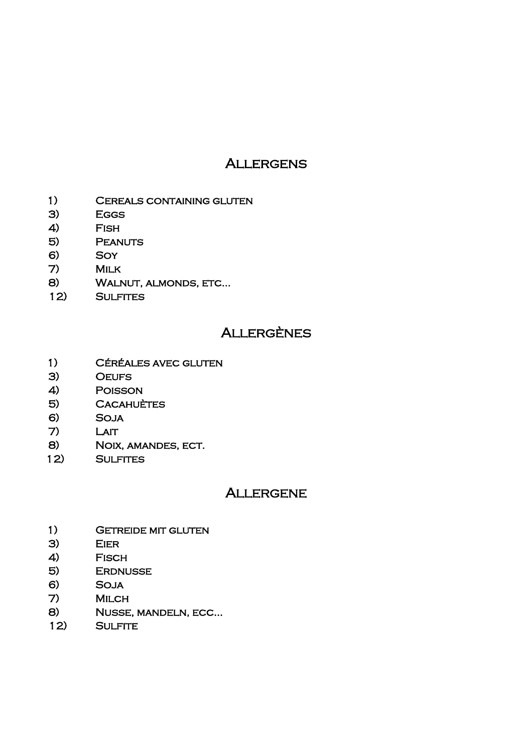## Allergens

1) Cereals containing gluten
3) Eggs
4) Fish
5) Peanuts
6) Soy
7) Milk
8) Walnut, almonds, etc...
12) Sulfites

## Allergènes

1) Céréales avec gluten
3) Oeufs
4) Poisson
5) Cacahuètes
6) Soja
7) Lait
8) Noix, amandes, ect.
12) Sulfites

## Allergene

1) Getreide mit gluten
3) Eier
4) Fisch
5) Erdnusse
6) Soja
7) Milch
8) Nusse, mandeln, ecc...
12) Sulfite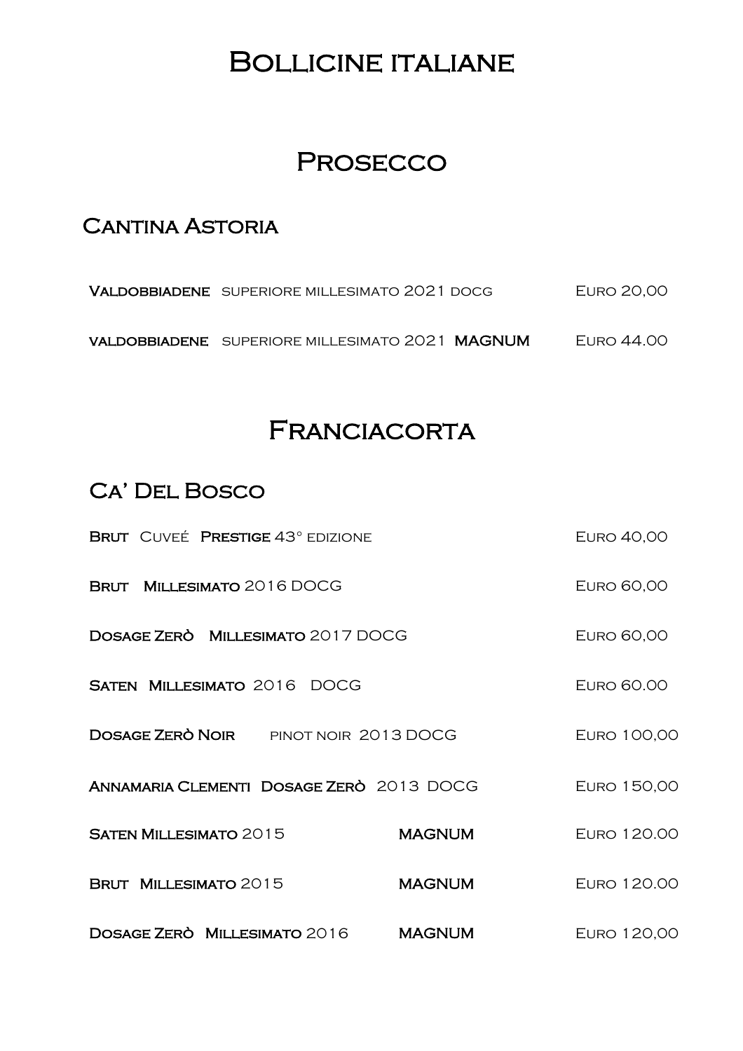# Bollicine italiane

## Prosecco

### Cantina Astoria

| | |
|---|---|
| **Valdobbiadene** superiore millesimato 2021 docg | Euro 20,00 |
| **valdobbiadene** superiore millesimato 2021 **MAGNUM** | Euro 44.00 |

## Franciacorta

### Ca' Del Bosco

| | | |
|---|---|---|
| **Brut** Cuveé **Prestige** 43° edizione | | Euro 40,00 |
| **Brut** **Millesimato** 2016 DOCG | | Euro 60,00 |
| **Dosage Zerò** **Millesimato** 2017 DOCG | | Euro 60,00 |
| **Saten** **Millesimato** 2016 DOCG | | Euro 60.00 |
| **Dosage Zerò Noir** pinot noir 2013 DOCG | | Euro 100,00 |
| **Annamaria Clementi** **Dosage Zerò** 2013 DOCG | | Euro 150,00 |
| **Saten Millesimato** 2015 | **MAGNUM** | Euro 120.00 |
| **Brut** **Millesimato** 2015 | **MAGNUM** | Euro 120.00 |
| **Dosage Zerò** **Millesimato** 2016 | **MAGNUM** | Euro 120,00 |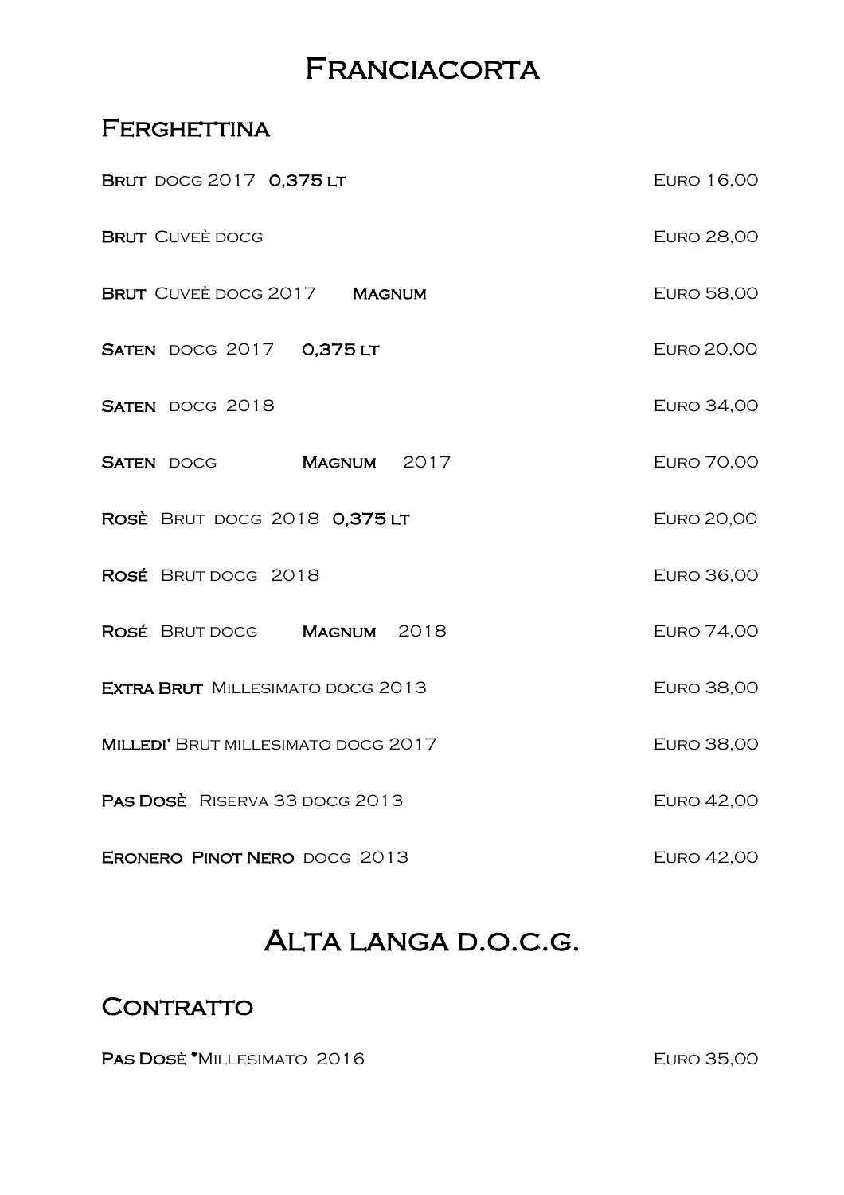# Franciacorta

## Ferghettina

| | |
|---|---|
| **Brut** docg 2017 **0,375 lt** | Euro 16,00 |
| **Brut** Cuveè docg | Euro 28,00 |
| **Brut** Cuveè docg 2017 **Magnum** | Euro 58,00 |
| **Saten** docg 2017 **0,375 lt** | Euro 20,00 |
| **Saten** docg 2018 | Euro 34,00 |
| **Saten** docg **Magnum** 2017 | Euro 70,00 |
| **Rosè** Brut docg 2018 **0,375 lt** | Euro 20,00 |
| **Rosé** Brut docg 2018 | Euro 36,00 |
| **Rosé** Brut docg **Magnum** 2018 | Euro 74,00 |
| **Extra Brut** Millesimato docg 2013 | Euro 38,00 |
| **Milledi'** Brut millesimato docg 2017 | Euro 38,00 |
| **Pas Dosè** Riserva 33 docg 2013 | Euro 42,00 |
| **Eronero Pinot Nero** docg 2013 | Euro 42,00 |

# Alta langa d.o.c.g.

## Contratto

| | |
|---|---|
| **Pas Dosè** *Millesimato 2016 | Euro 35,00 |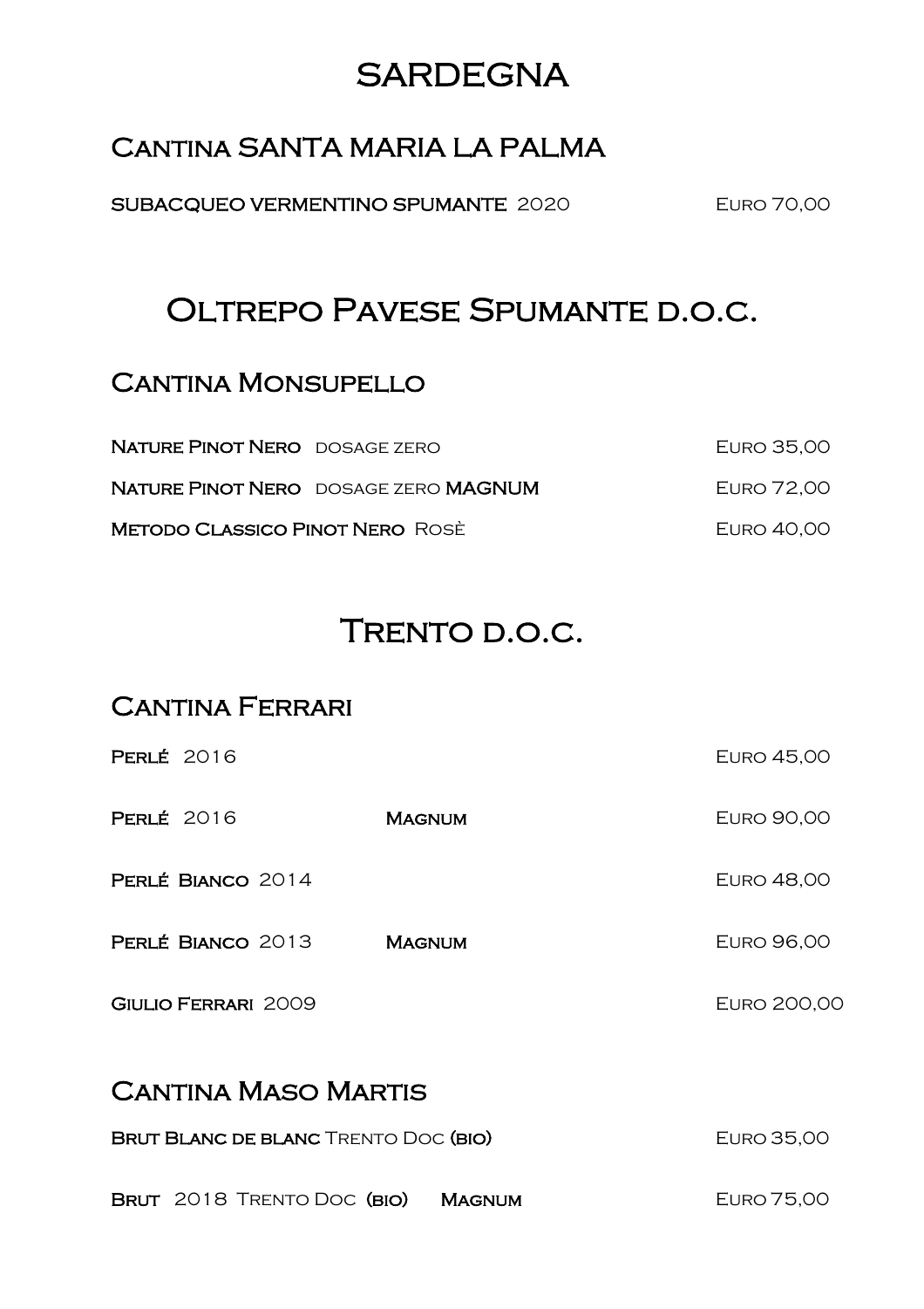# SARDEGNA

## Cantina SANTA MARIA LA PALMA

**SUBACQUEO VERMENTINO SPUMANTE** 2020 — Euro 70,00

# Oltrepo Pavese Spumante d.o.c.

## Cantina Monsupello

**Nature Pinot Nero** dosage zero — Euro 35,00

**Nature Pinot Nero** dosage zero **MAGNUM** — Euro 72,00

**Metodo Classico Pinot Nero** Rosè — Euro 40,00

# Trento d.o.c.

## Cantina Ferrari

**Perlé** 2016 — Euro 45,00

**Perlé** 2016 **Magnum** — Euro 90,00

**Perlé Bianco** 2014 — Euro 48,00

**Perlé Bianco** 2013 **Magnum** — Euro 96,00

**Giulio Ferrari** 2009 — Euro 200,00

## Cantina Maso Martis

**Brut Blanc de blanc** Trento Doc **(bio)** — Euro 35,00

**Brut** 2018 Trento Doc **(bio)** **Magnum** — Euro 75,00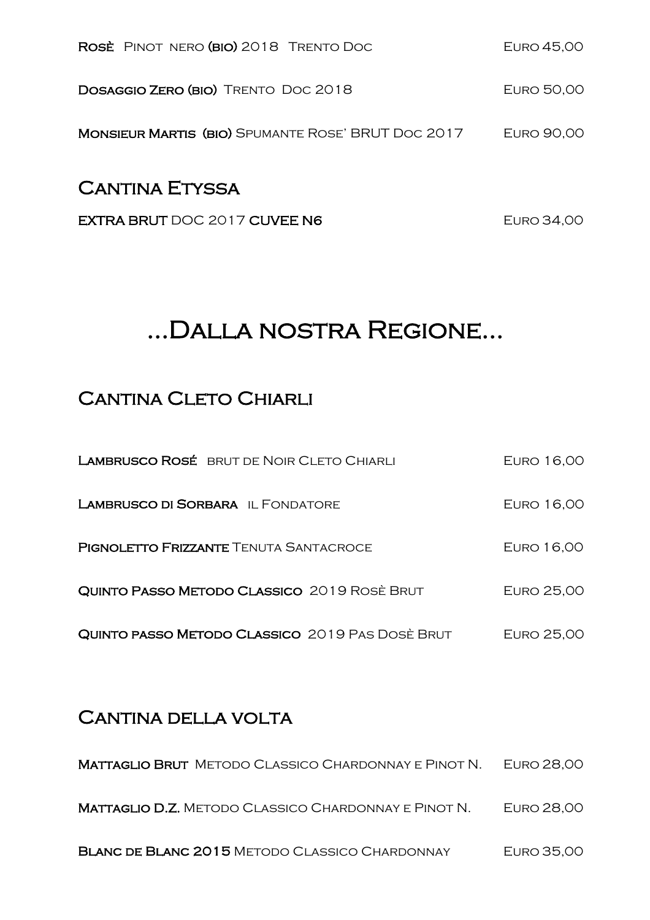**Rosè** Pinot nero **(bio)** 2018 Trento Doc — Euro 45,00

**Dosaggio Zero (bio)** Trento Doc 2018 — Euro 50,00

**Monsieur Martis (bio)** Spumante Rose' BRUT Doc 2017 — Euro 90,00

## Cantina Etyssa

**EXTRA BRUT** DOC 2017 **CUVEE N6** — Euro 34,00

# ...Dalla nostra Regione...

## Cantina Cleto Chiarli

**Lambrusco Rosé** brut de Noir Cleto Chiarli — Euro 16,00

**Lambrusco di Sorbara** il Fondatore — Euro 16,00

**Pignoletto Frizzante** Tenuta Santacroce — Euro 16,00

**Quinto Passo Metodo Classico** 2019 Rosè Brut — Euro 25,00

**Quinto passo Metodo Classico** 2019 Pas Dosè Brut — Euro 25,00

## Cantina della volta

**Mattaglio Brut** Metodo Classico Chardonnay e Pinot N. — Euro 28,00

**Mattaglio D.Z.** Metodo Classico Chardonnay e Pinot N. — Euro 28,00

**Blanc de Blanc 2015** Metodo Classico Chardonnay — Euro 35,00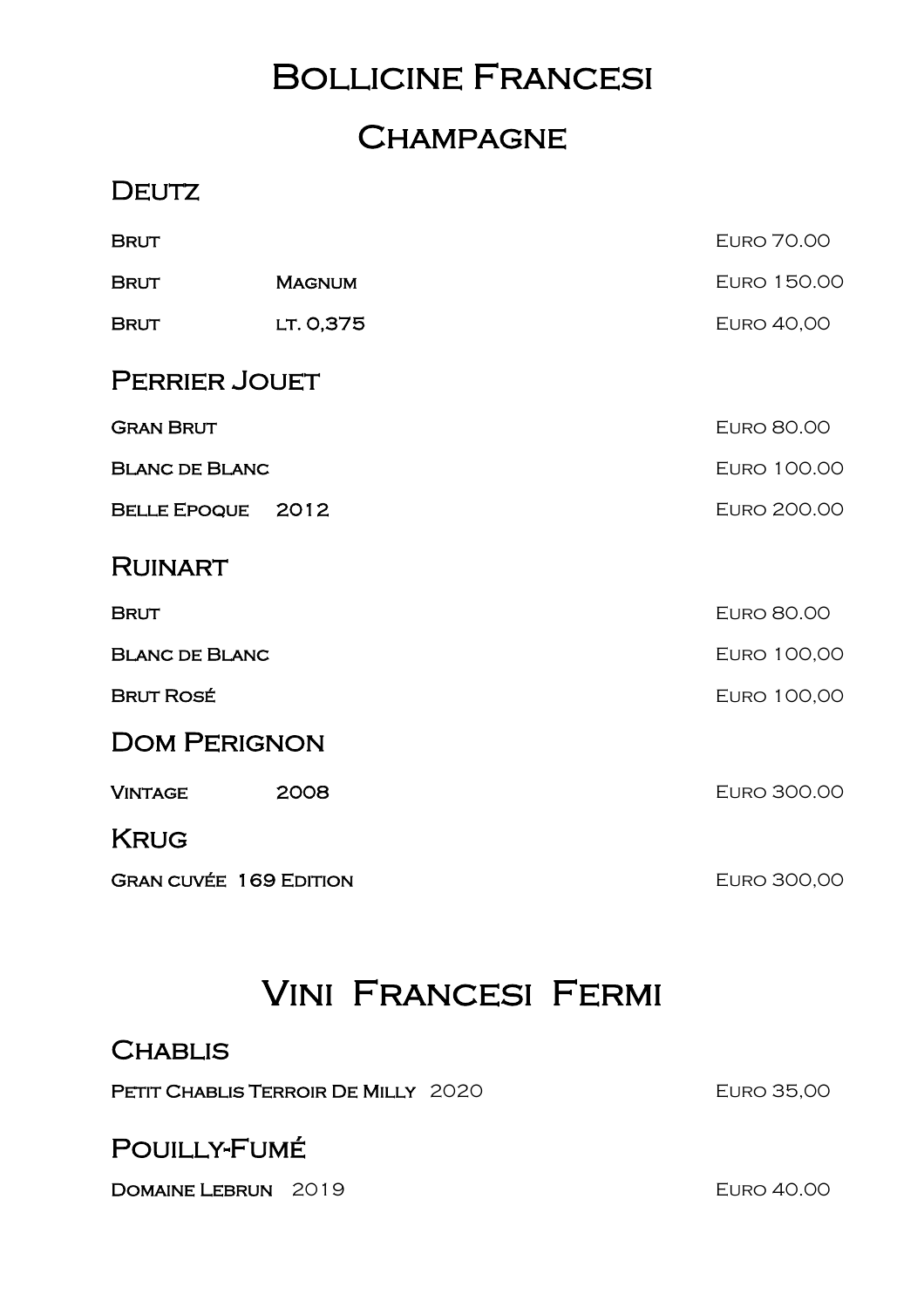# Bollicine Francesi

## Champagne

### Deutz

| | | |
|---|---|---|
| Brut | | Euro 70.00 |
| Brut | Magnum | Euro 150.00 |
| Brut | lt. 0,375 | Euro 40,00 |

### Perrier Jouet

| | | |
|---|---|---|
| Gran Brut | | Euro 80.00 |
| Blanc de Blanc | | Euro 100.00 |
| Belle Epoque | 2012 | Euro 200.00 |

### Ruinart

| | | |
|---|---|---|
| Brut | | Euro 80.00 |
| Blanc de Blanc | | Euro 100,00 |
| Brut Rosé | | Euro 100,00 |

### Dom Perignon

| | | |
|---|---|---|
| Vintage | 2008 | Euro 300.00 |

### Krug

| | |
|---|---|
| Gran cuvée 169 Edition | Euro 300,00 |

# Vini Francesi Fermi

### Chablis

| | |
|---|---|
| Petit Chablis Terroir De Milly 2020 | Euro 35,00 |

### Pouilly-Fumé

| | |
|---|---|
| Domaine Lebrun 2019 | Euro 40.00 |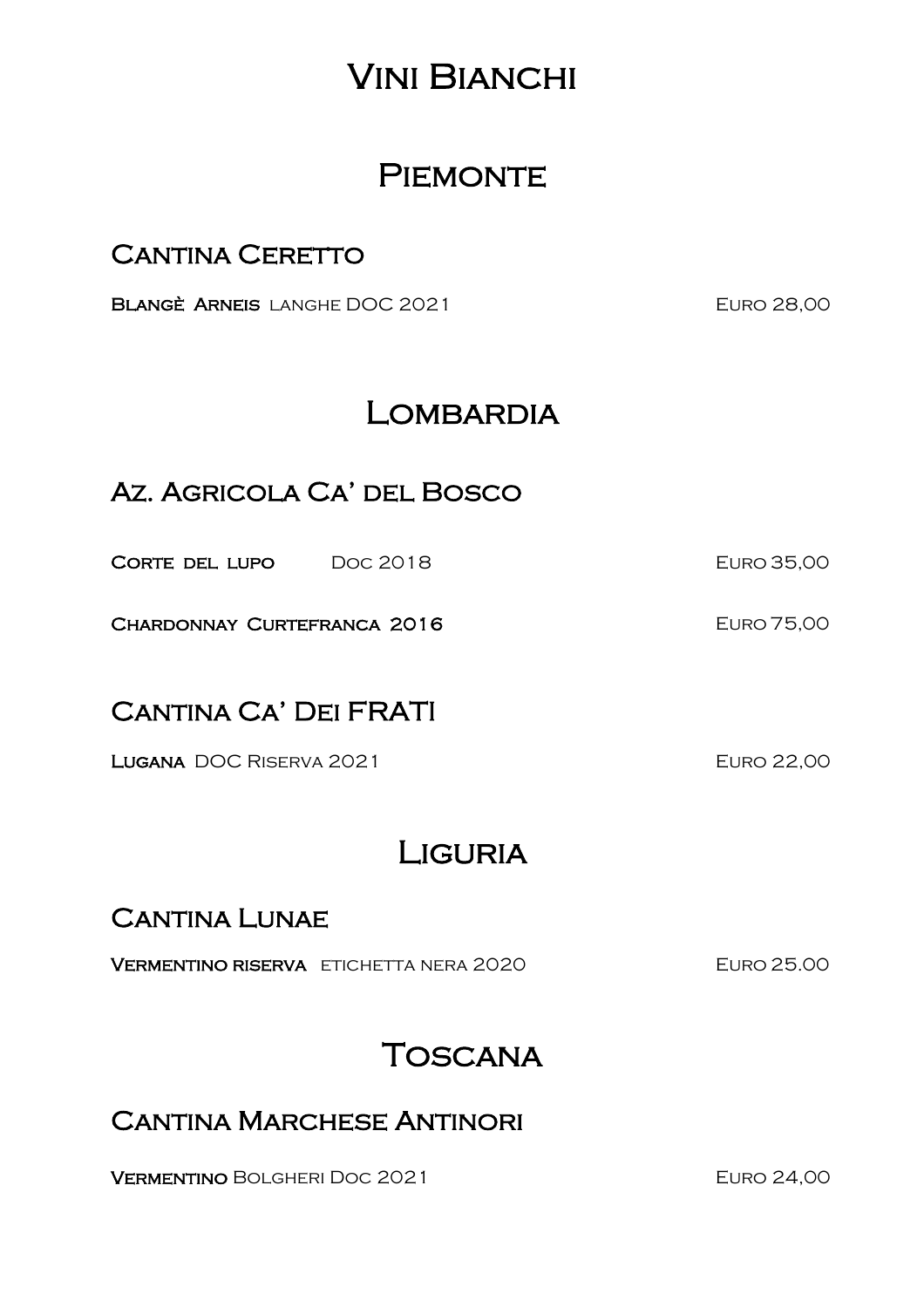# Vini Bianchi

## Piemonte

### Cantina Ceretto

**Blangè Arneis** langhe DOC 2021 — Euro 28,00

## Lombardia

### Az. Agricola Ca' del Bosco

**Corte del lupo** Doc 2018 — Euro 35,00

**Chardonnay Curtefranca 2016** — Euro 75,00

### Cantina Ca' Dei FRATI

**Lugana** DOC Riserva 2021 — Euro 22,00

## Liguria

### Cantina Lunae

**Vermentino riserva** etichetta nera 2020 — Euro 25.00

## Toscana

### Cantina Marchese Antinori

**Vermentino** Bolgheri Doc 2021 — Euro 24,00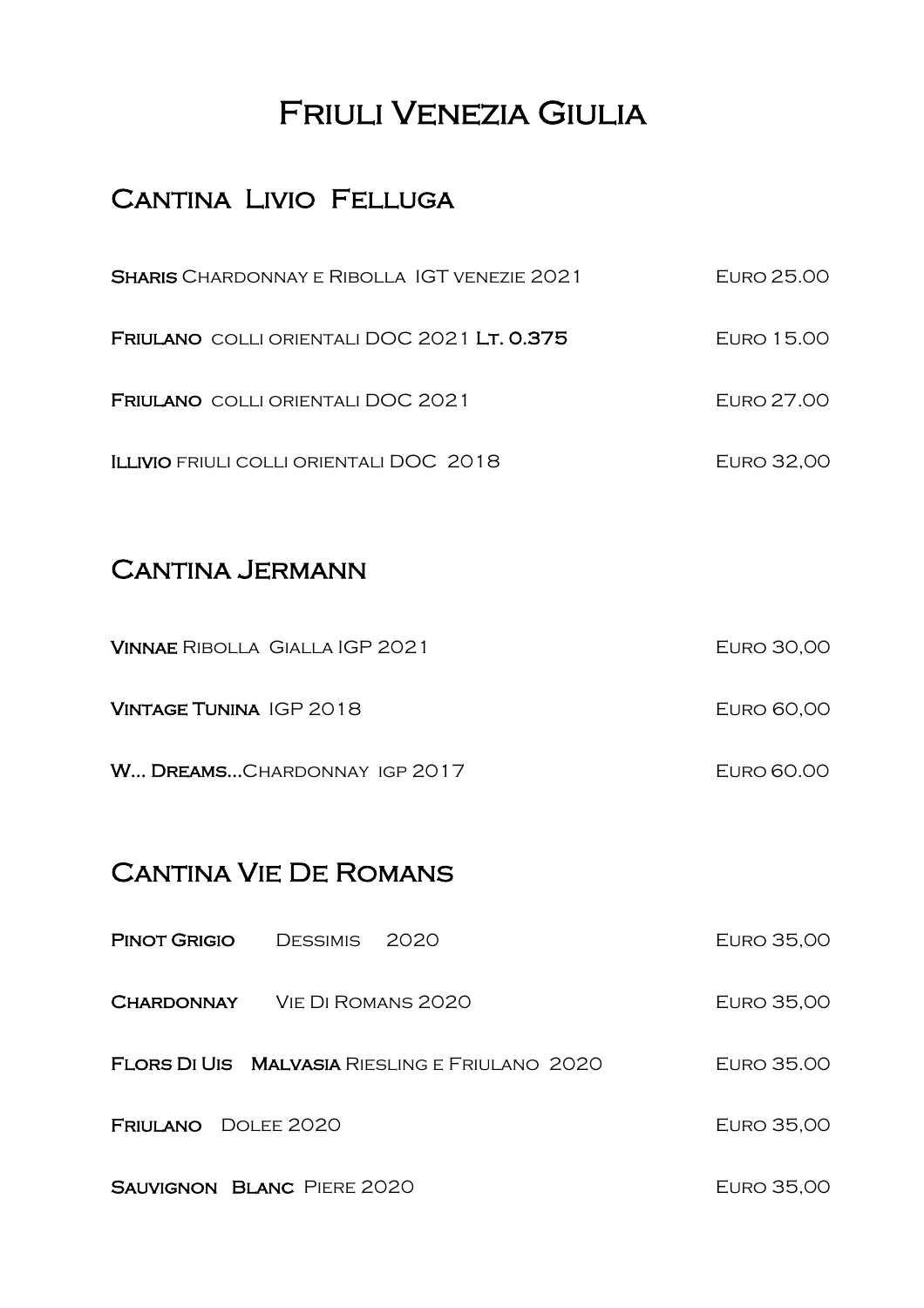# Friuli Venezia Giulia

## Cantina Livio Felluga

**Sharis** Chardonnay e Ribolla IGT venezie 2021 Euro 25.00

**Friulano** colli orientali DOC 2021 **Lt. 0.375** Euro 15.00

**Friulano** colli orientali DOC 2021 Euro 27.00

**Illivio** friuli colli orientali DOC 2018 Euro 32,00

## Cantina Jermann

**Vinnae** Ribolla Gialla IGP 2021 Euro 30,00

**Vintage Tunina** IGP 2018 Euro 60,00

**W... Dreams...**Chardonnay igp 2017 Euro 60.00

## Cantina Vie De Romans

**Pinot Grigio** Dessimis 2020 Euro 35,00

**Chardonnay** Vie Di Romans 2020 Euro 35,00

**Flors Di Uis** **Malvasia** Riesling e Friulano 2020 Euro 35.00

**Friulano** Dolee 2020 Euro 35,00

**Sauvignon Blanc** Piere 2020 Euro 35,00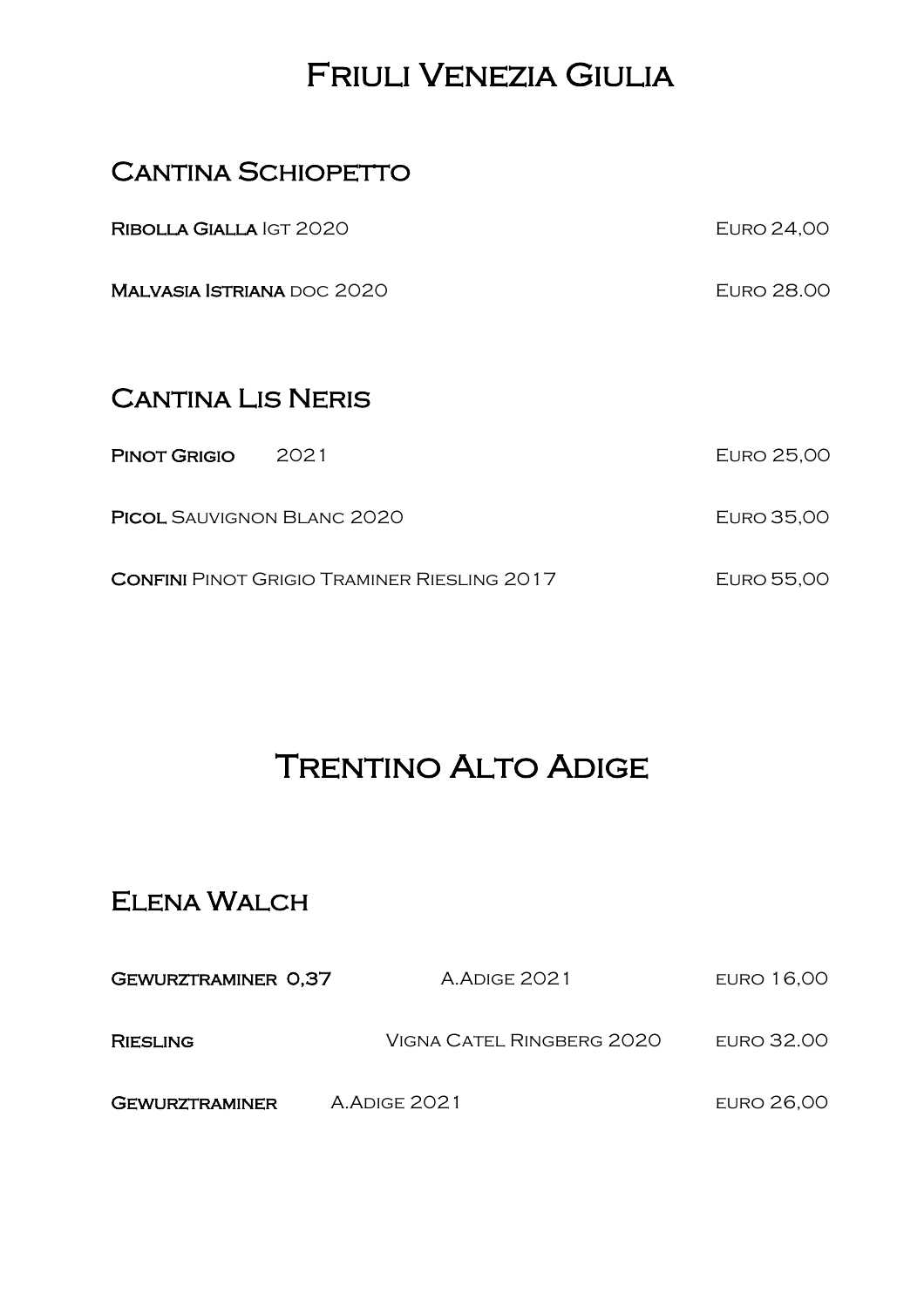# Friuli Venezia Giulia

## Cantina Schiopetto

**Ribolla Gialla** Igt 2020 Euro 24,00

**Malvasia Istriana** doc 2020 Euro 28.00

## Cantina Lis Neris

**Pinot Grigio** 2021 Euro 25,00

**Picol** Sauvignon Blanc 2020 Euro 35,00

**Confini** Pinot Grigio Traminer Riesling 2017 Euro 55,00

# Trentino Alto Adige

## Elena Walch

**Gewurztraminer 0,37** A.Adige 2021 euro 16,00

**Riesling** Vigna Catel Ringberg 2020 euro 32.00

**Gewurztraminer** A.Adige 2021 euro 26,00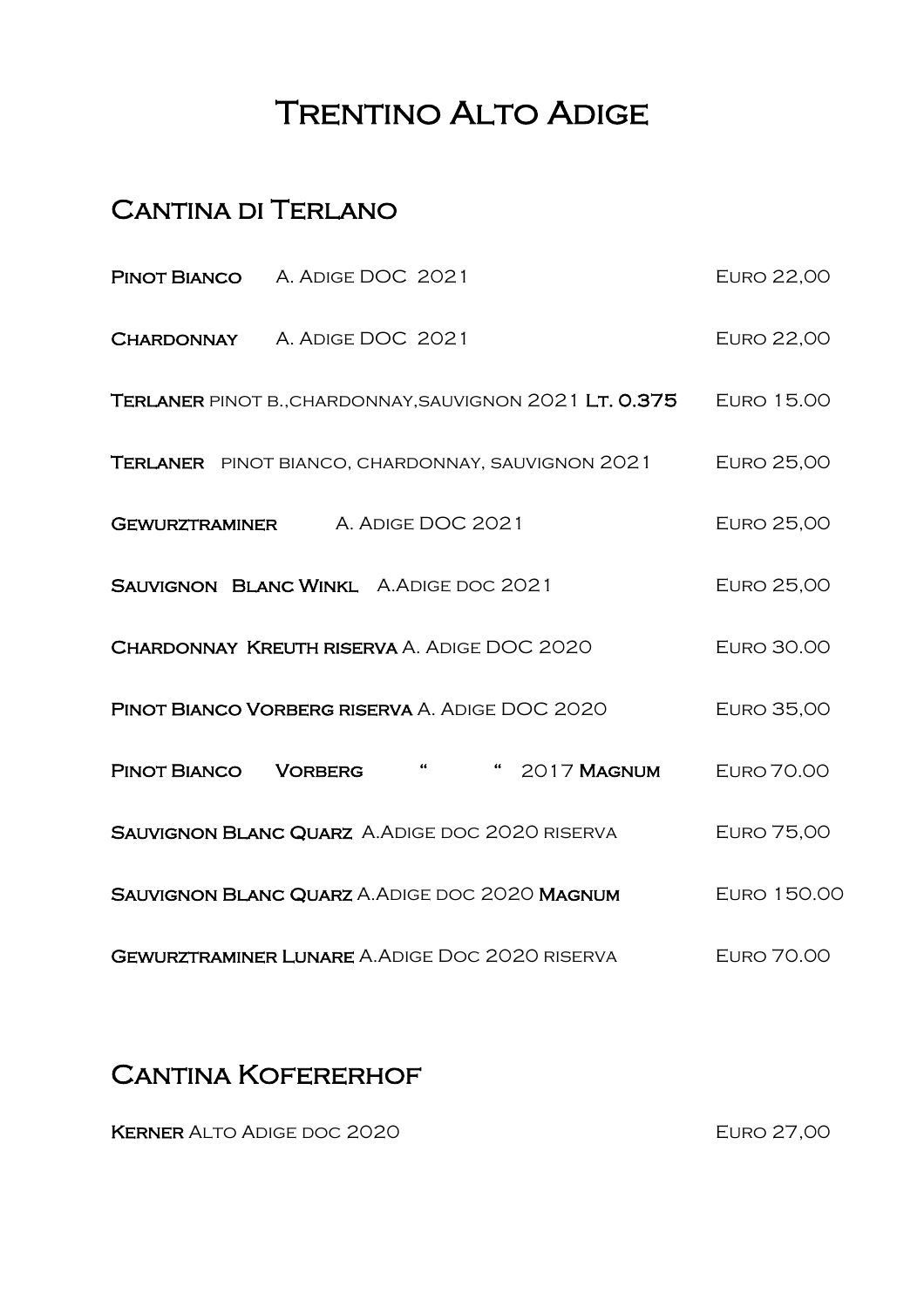# Trentino Alto Adige

## Cantina di Terlano

| | |
|---|---|
| **Pinot Bianco** A. Adige DOC 2021 | Euro 22,00 |
| **Chardonnay** A. Adige DOC 2021 | Euro 22,00 |
| **Terlaner** pinot b.,chardonnay,sauvignon 2021 **Lt. 0.375** | Euro 15.00 |
| **Terlaner** pinot bianco, chardonnay, sauvignon 2021 | Euro 25,00 |
| **Gewurztraminer** A. Adige DOC 2021 | Euro 25,00 |
| **Sauvignon Blanc Winkl** A.Adige doc 2021 | Euro 25,00 |
| **Chardonnay Kreuth riserva** A. Adige DOC 2020 | Euro 30.00 |
| **Pinot Bianco Vorberg riserva** A. Adige DOC 2020 | Euro 35,00 |
| **Pinot Bianco Vorberg** " " 2017 **Magnum** | Euro 70.00 |
| **Sauvignon Blanc Quarz** A.Adige doc 2020 riserva | Euro 75,00 |
| **Sauvignon Blanc Quarz** A.Adige doc 2020 **Magnum** | Euro 150.00 |
| **Gewurztraminer Lunare** A.Adige Doc 2020 riserva | Euro 70.00 |

## Cantina Kofererhof

| | |
|---|---|
| **Kerner** Alto Adige doc 2020 | Euro 27,00 |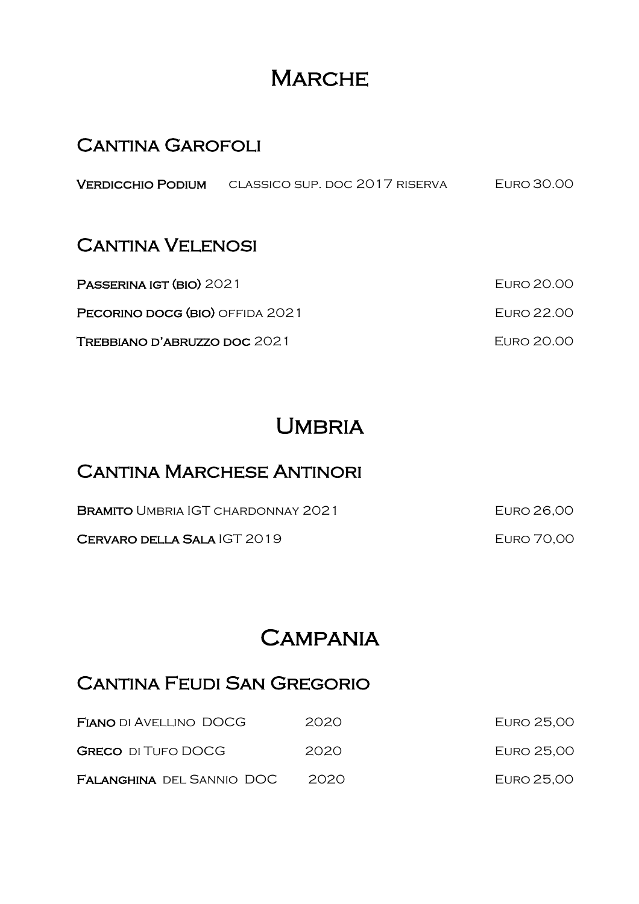# Marche

## Cantina Garofoli

**Verdicchio Podium** classico sup. doc 2017 riserva Euro 30.00

## Cantina Velenosi

**Passerina igt (bio)** 2021 Euro 20.00

**Pecorino docg (bio)** offida 2021 Euro 22.00

**Trebbiano d'abruzzo doc** 2021 Euro 20.00

# Umbria

## Cantina Marchese Antinori

**Bramito** Umbria IGT chardonnay 2021 Euro 26,00

**Cervaro della Sala** IGT 2019 Euro 70,00

# Campania

## Cantina Feudi San Gregorio

**Fiano** di Avellino DOCG 2020 Euro 25,00

**Greco** di Tufo DOCG 2020 Euro 25,00

**Falanghina** del Sannio DOC 2020 Euro 25,00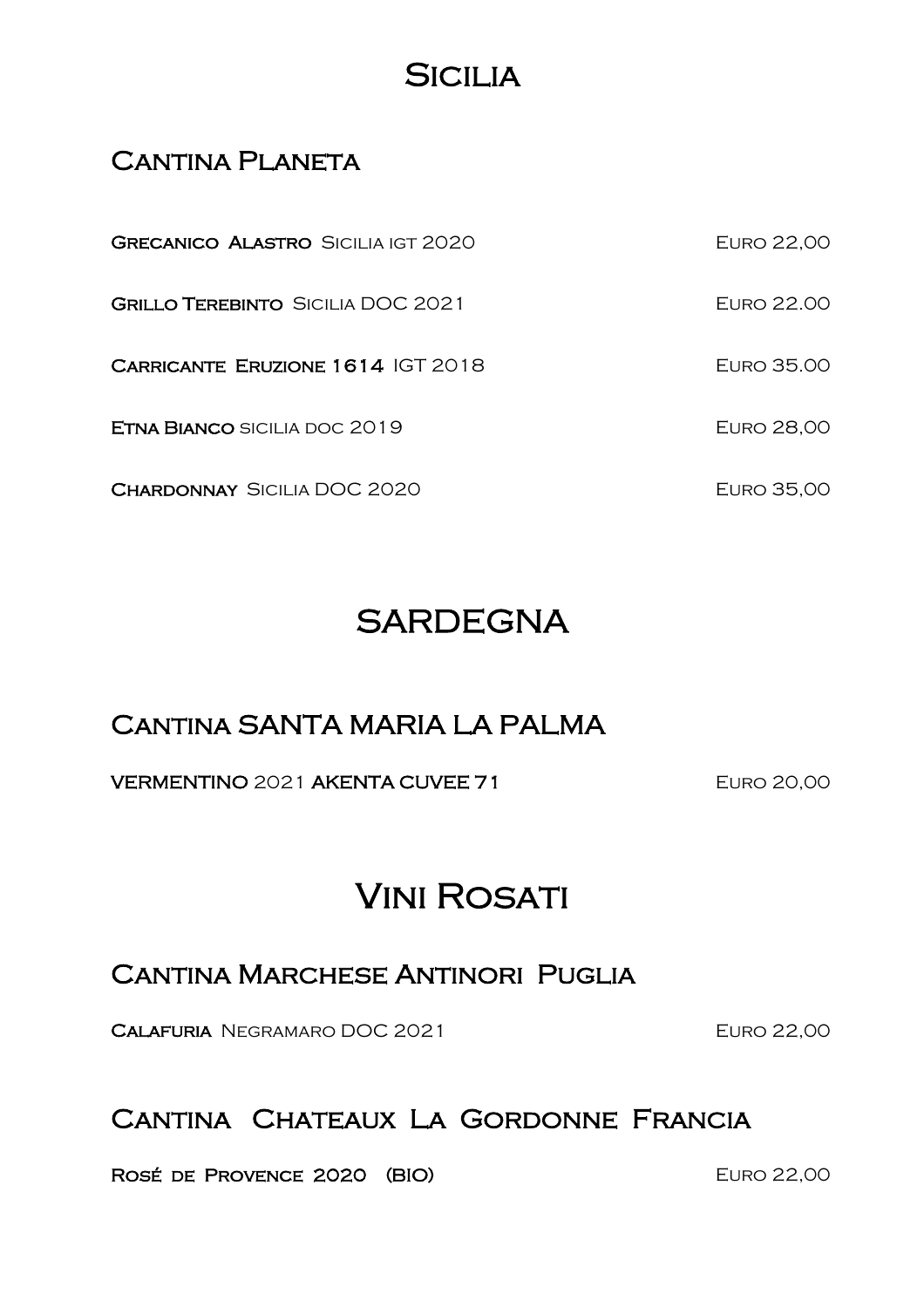# Sicilia

## Cantina Planeta

**Grecanico Alastro** Sicilia igt 2020 — Euro 22,00

**Grillo Terebinto** Sicilia DOC 2021 — Euro 22.00

**Carricante Eruzione 1614** IGT 2018 — Euro 35.00

**Etna Bianco** sicilia doc 2019 — Euro 28,00

**Chardonnay** Sicilia DOC 2020 — Euro 35,00

# SARDEGNA

## Cantina SANTA MARIA LA PALMA

**VERMENTINO** 2021 **AKENTA CUVEE 71** — Euro 20,00

# Vini Rosati

## Cantina Marchese Antinori Puglia

**Calafuria** Negramaro DOC 2021 — Euro 22,00

## Cantina Chateaux La Gordonne Francia

**Rosé de Provence 2020 (BIO)** — Euro 22,00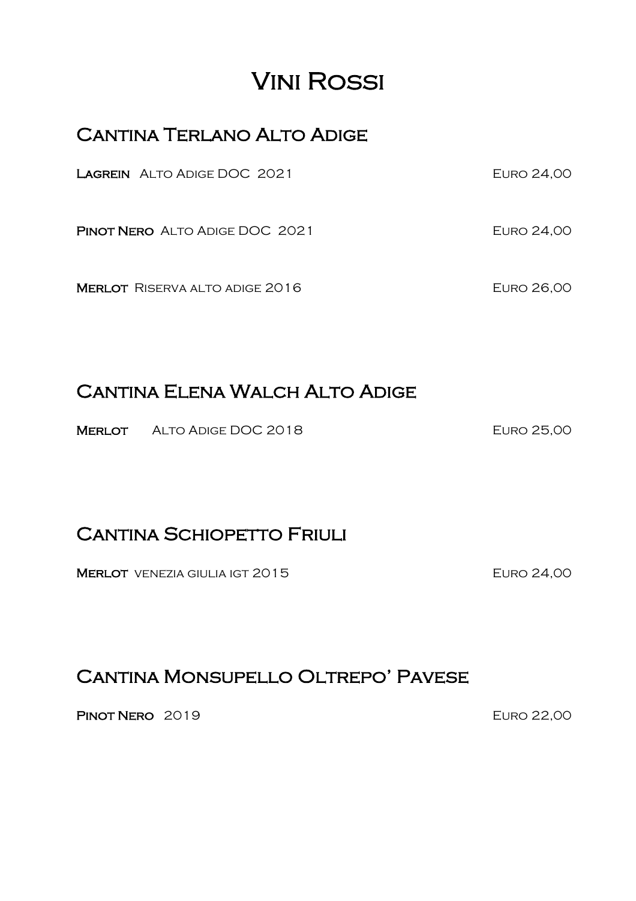# Vini Rossi

## Cantina Terlano Alto Adige

**Lagrein** Alto Adige DOC 2021 Euro 24,00

**Pinot Nero** Alto Adige DOC 2021 Euro 24,00

**Merlot** Riserva alto adige 2016 Euro 26,00

## Cantina Elena Walch Alto Adige

**Merlot** Alto Adige DOC 2018 Euro 25,00

## Cantina Schiopetto Friuli

**Merlot** venezia giulia igt 2015 Euro 24,00

## Cantina Monsupello Oltrepo' Pavese

**Pinot Nero** 2019 Euro 22,00